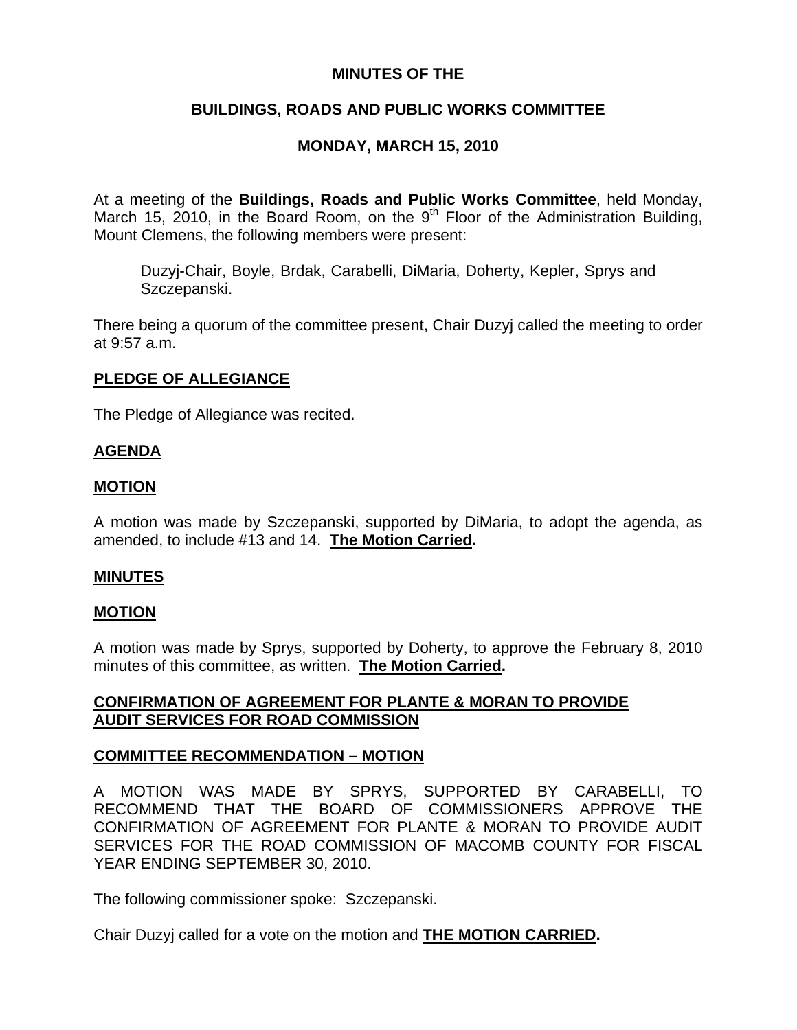# MINUTES OF THE

## BUILDINGS, ROADS AND PUBLIC WORKS COMMITTEE

## MONDAY, MARCH 15, 2010

At a meeting of the **Buildings, Roads and Public Works Committee**, held Monday, March 15, 2010, in the Board Room, on the 9th Floor of the Administration Building, Mount Clemens, the following members were present:

> Duzyj-Chair, Boyle, Brdak, Carabelli, DiMaria, Doherty, Kepler, Sprys and Szczepanski.

There being a quorum of the committee present, Chair Duzyj called the meeting to order at 9:57 a.m.

**PLEDGE OF ALLEGIANCE**

The Pledge of Allegiance was recited.

**AGENDA**

**MOTION**

A motion was made by Szczepanski, supported by DiMaria, to adopt the agenda, as amended, to include #13 and 14. **The Motion Carried.**

**MINUTES**

**MOTION**

A motion was made by Sprys, supported by Doherty, to approve the February 8, 2010 minutes of this committee, as written. **The Motion Carried.**

**CONFIRMATION OF AGREEMENT FOR PLANTE & MORAN TO PROVIDE AUDIT SERVICES FOR ROAD COMMISSION**

**COMMITTEE RECOMMENDATION – MOTION**

A MOTION WAS MADE BY SPRYS, SUPPORTED BY CARABELLI, TO RECOMMEND THAT THE BOARD OF COMMISSIONERS APPROVE THE CONFIRMATION OF AGREEMENT FOR PLANTE & MORAN TO PROVIDE AUDIT SERVICES FOR THE ROAD COMMISSION OF MACOMB COUNTY FOR FISCAL YEAR ENDING SEPTEMBER 30, 2010.

The following commissioner spoke: Szczepanski.

Chair Duzyj called for a vote on the motion and **THE MOTION CARRIED.**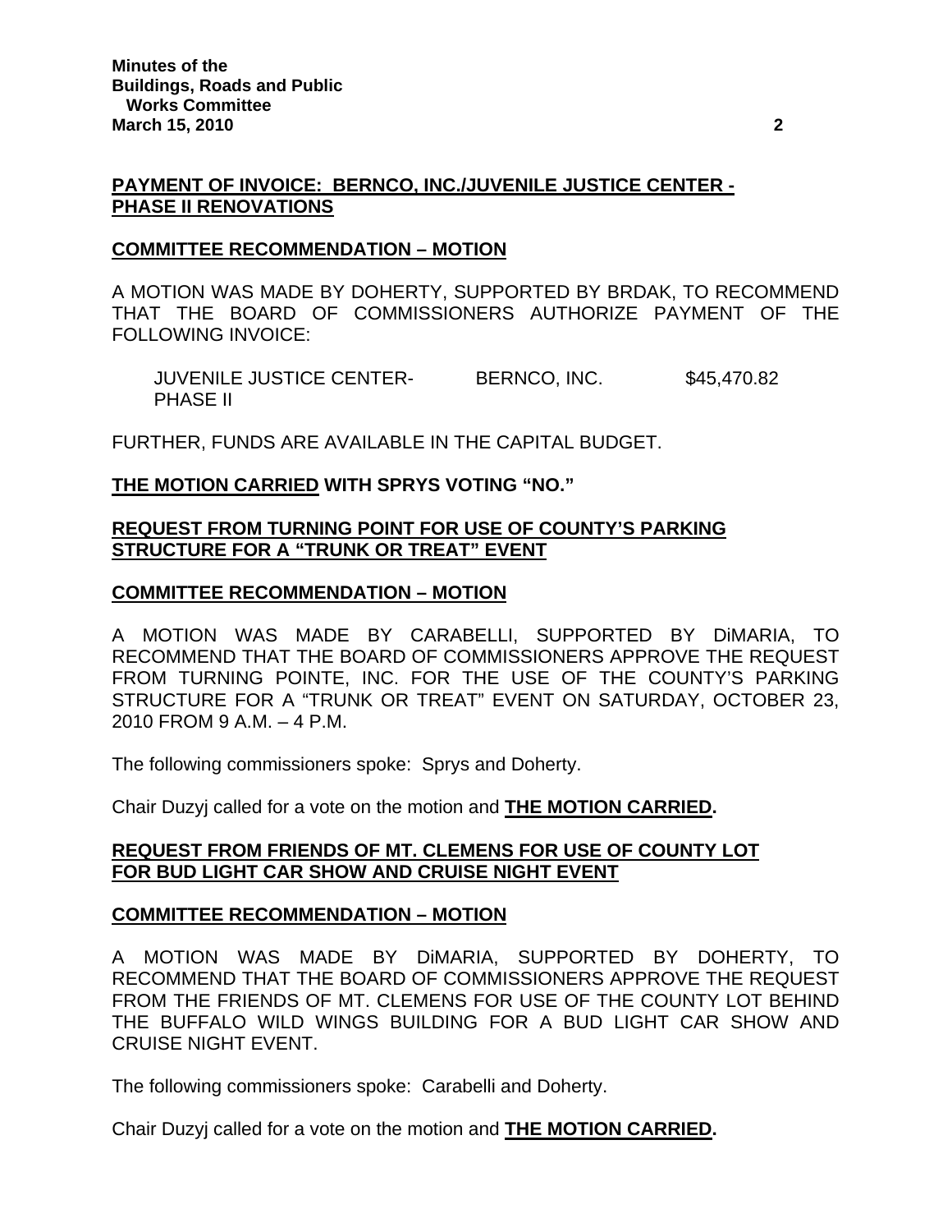**PAYMENT OF INVOICE: BERNCO, INC./JUVENILE JUSTICE CENTER - PHASE II RENOVATIONS**

**COMMITTEE RECOMMENDATION – MOTION**

A MOTION WAS MADE BY DOHERTY, SUPPORTED BY BRDAK, TO RECOMMEND THAT THE BOARD OF COMMISSIONERS AUTHORIZE PAYMENT OF THE FOLLOWING INVOICE:

| | | |
|---|---|---|
| JUVENILE JUSTICE CENTER-PHASE II | BERNCO, INC. | \$45,470.82 |

FURTHER, FUNDS ARE AVAILABLE IN THE CAPITAL BUDGET.

**THE MOTION CARRIED WITH SPRYS VOTING "NO."**

**REQUEST FROM TURNING POINT FOR USE OF COUNTY'S PARKING STRUCTURE FOR A "TRUNK OR TREAT" EVENT**

**COMMITTEE RECOMMENDATION – MOTION**

A MOTION WAS MADE BY CARABELLI, SUPPORTED BY DiMARIA, TO RECOMMEND THAT THE BOARD OF COMMISSIONERS APPROVE THE REQUEST FROM TURNING POINTE, INC. FOR THE USE OF THE COUNTY'S PARKING STRUCTURE FOR A "TRUNK OR TREAT" EVENT ON SATURDAY, OCTOBER 23, 2010 FROM 9 A.M. – 4 P.M.

The following commissioners spoke: Sprys and Doherty.

Chair Duzyj called for a vote on the motion and **THE MOTION CARRIED.**

**REQUEST FROM FRIENDS OF MT. CLEMENS FOR USE OF COUNTY LOT FOR BUD LIGHT CAR SHOW AND CRUISE NIGHT EVENT**

**COMMITTEE RECOMMENDATION – MOTION**

A MOTION WAS MADE BY DiMARIA, SUPPORTED BY DOHERTY, TO RECOMMEND THAT THE BOARD OF COMMISSIONERS APPROVE THE REQUEST FROM THE FRIENDS OF MT. CLEMENS FOR USE OF THE COUNTY LOT BEHIND THE BUFFALO WILD WINGS BUILDING FOR A BUD LIGHT CAR SHOW AND CRUISE NIGHT EVENT.

The following commissioners spoke: Carabelli and Doherty.

Chair Duzyj called for a vote on the motion and **THE MOTION CARRIED.**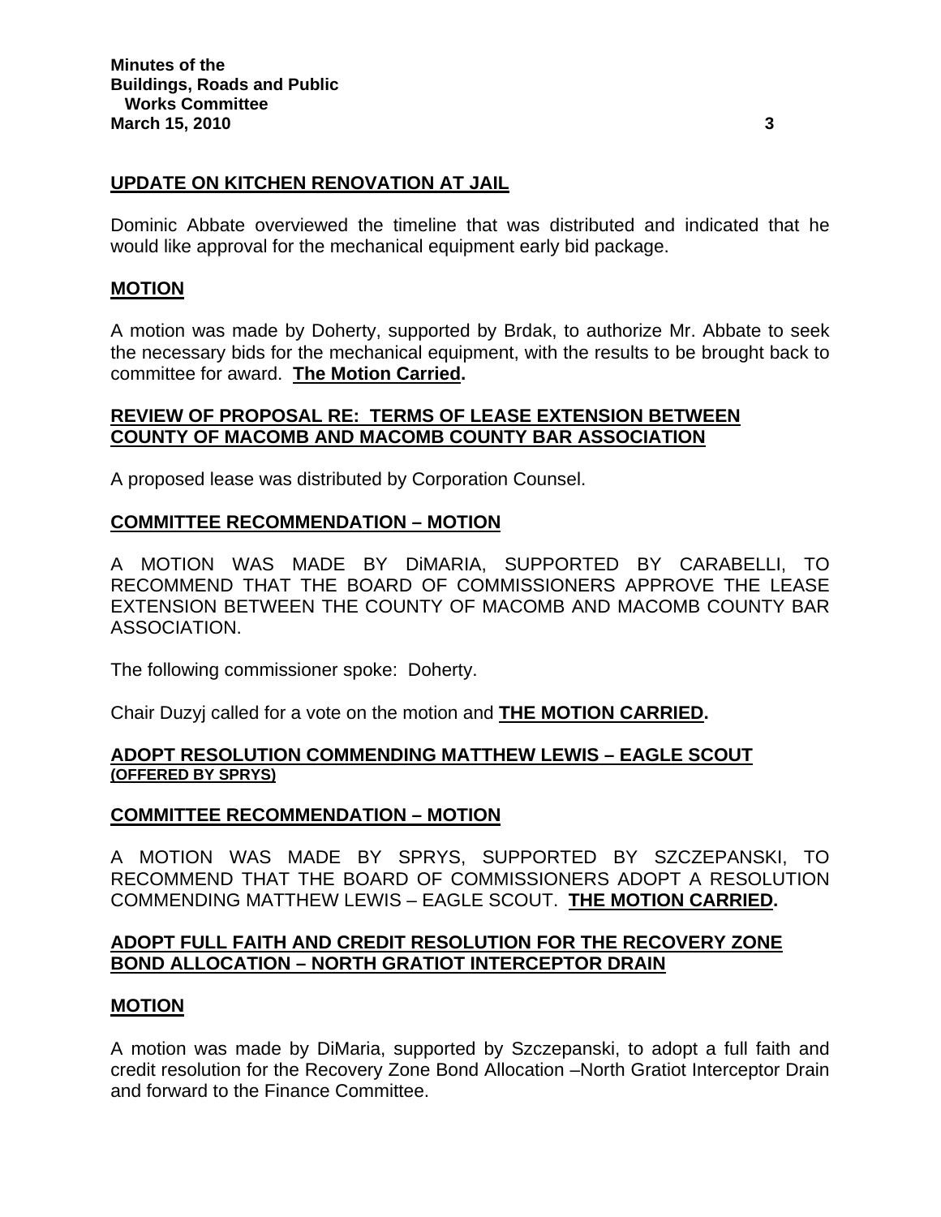**UPDATE ON KITCHEN RENOVATION AT JAIL**

Dominic Abbate overviewed the timeline that was distributed and indicated that he would like approval for the mechanical equipment early bid package.

**MOTION**

A motion was made by Doherty, supported by Brdak, to authorize Mr. Abbate to seek the necessary bids for the mechanical equipment, with the results to be brought back to committee for award. **The Motion Carried.**

**REVIEW OF PROPOSAL RE: TERMS OF LEASE EXTENSION BETWEEN COUNTY OF MACOMB AND MACOMB COUNTY BAR ASSOCIATION**

A proposed lease was distributed by Corporation Counsel.

**COMMITTEE RECOMMENDATION – MOTION**

A MOTION WAS MADE BY DiMARIA, SUPPORTED BY CARABELLI, TO RECOMMEND THAT THE BOARD OF COMMISSIONERS APPROVE THE LEASE EXTENSION BETWEEN THE COUNTY OF MACOMB AND MACOMB COUNTY BAR ASSOCIATION.

The following commissioner spoke: Doherty.

Chair Duzyj called for a vote on the motion and **THE MOTION CARRIED.**

**ADOPT RESOLUTION COMMENDING MATTHEW LEWIS – EAGLE SCOUT**
**(OFFERED BY SPRYS)**

**COMMITTEE RECOMMENDATION – MOTION**

A MOTION WAS MADE BY SPRYS, SUPPORTED BY SZCZEPANSKI, TO RECOMMEND THAT THE BOARD OF COMMISSIONERS ADOPT A RESOLUTION COMMENDING MATTHEW LEWIS – EAGLE SCOUT. **THE MOTION CARRIED.**

**ADOPT FULL FAITH AND CREDIT RESOLUTION FOR THE RECOVERY ZONE BOND ALLOCATION – NORTH GRATIOT INTERCEPTOR DRAIN**

**MOTION**

A motion was made by DiMaria, supported by Szczepanski, to adopt a full faith and credit resolution for the Recovery Zone Bond Allocation –North Gratiot Interceptor Drain and forward to the Finance Committee.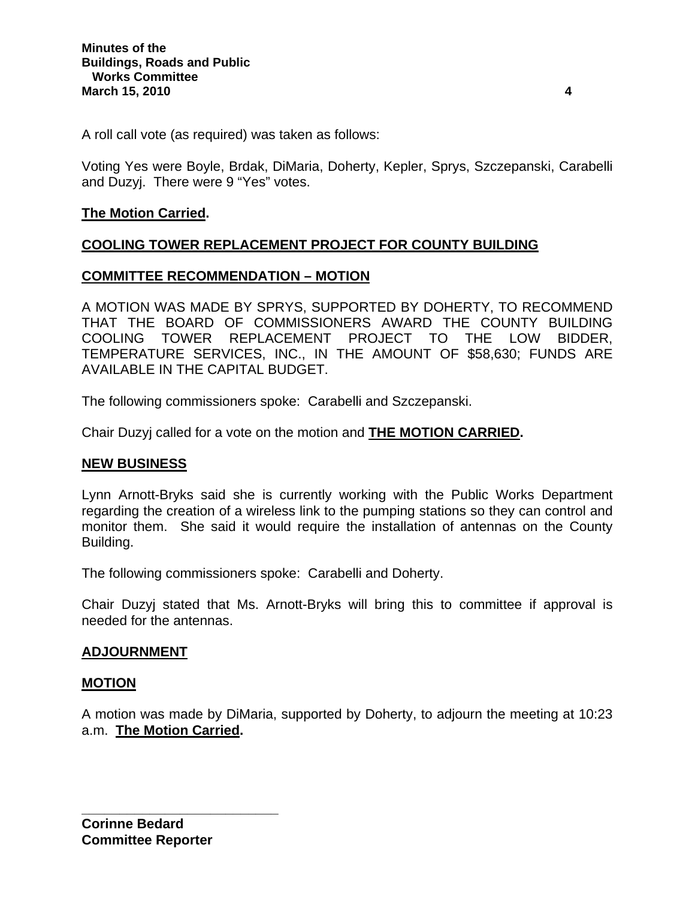A roll call vote (as required) was taken as follows:

Voting Yes were Boyle, Brdak, DiMaria, Doherty, Kepler, Sprys, Szczepanski, Carabelli and Duzyj. There were 9 "Yes" votes.

**The Motion Carried.**

**COOLING TOWER REPLACEMENT PROJECT FOR COUNTY BUILDING**

**COMMITTEE RECOMMENDATION – MOTION**

A MOTION WAS MADE BY SPRYS, SUPPORTED BY DOHERTY, TO RECOMMEND THAT THE BOARD OF COMMISSIONERS AWARD THE COUNTY BUILDING COOLING TOWER REPLACEMENT PROJECT TO THE LOW BIDDER, TEMPERATURE SERVICES, INC., IN THE AMOUNT OF $58,630; FUNDS ARE AVAILABLE IN THE CAPITAL BUDGET.

The following commissioners spoke: Carabelli and Szczepanski.

Chair Duzyj called for a vote on the motion and **THE MOTION CARRIED.**

**NEW BUSINESS**

Lynn Arnott-Bryks said she is currently working with the Public Works Department regarding the creation of a wireless link to the pumping stations so they can control and monitor them. She said it would require the installation of antennas on the County Building.

The following commissioners spoke: Carabelli and Doherty.

Chair Duzyj stated that Ms. Arnott-Bryks will bring this to committee if approval is needed for the antennas.

**ADJOURNMENT**

**MOTION**

A motion was made by DiMaria, supported by Doherty, to adjourn the meeting at 10:23 a.m. **The Motion Carried.**

\_\_\_\_\_\_\_\_\_\_\_\_\_\_\_\_\_\_\_\_\_\_\_\_\_\_\_\_

**Corinne Bedard**
**Committee Reporter**